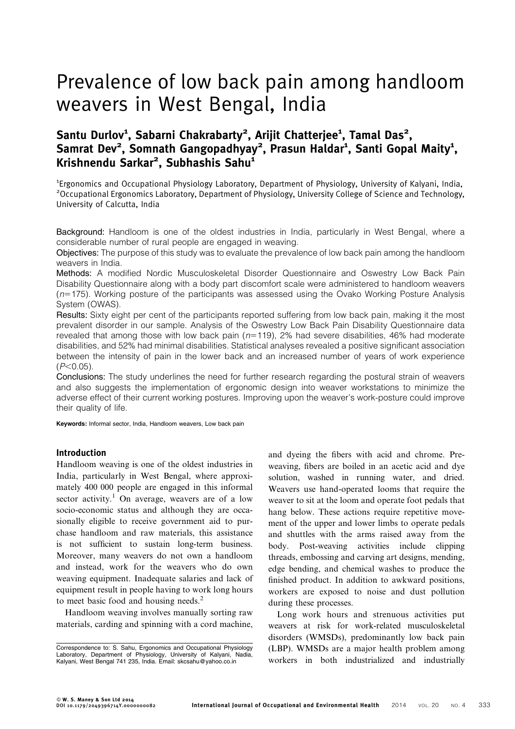# Prevalence of low back pain among handloom weavers in West Bengal, India

**Santu Durlov[1], Sabarni Chakrabarty[2], Arijit Chatterjee[1], Tamal Das[2], Samrat Dev[2], Somnath Gangopadhyay[2], Prasun Haldar[1], Santi Gopal Maity[1], Krishnendu Sarkar[2], Subhashis Sahu[1]**

[1]Ergonomics and Occupational Physiology Laboratory, Department of Physiology, University of Kalyani, India, [2]Occupational Ergonomics Laboratory, Department of Physiology, University College of Science and Technology, University of Calcutta, India

Background: Handloom is one of the oldest industries in India, particularly in West Bengal, where a considerable number of rural people are engaged in weaving.

Objectives: The purpose of this study was to evaluate the prevalence of low back pain among the handloom weavers in India.

Methods: A modified Nordic Musculoskeletal Disorder Questionnaire and Oswestry Low Back Pain Disability Questionnaire along with a body part discomfort scale were administered to handloom weavers ($n=175$). Working posture of the participants was assessed using the Ovako Working Posture Analysis System (OWAS).

Results: Sixty eight per cent of the participants reported suffering from low back pain, making it the most prevalent disorder in our sample. Analysis of the Oswestry Low Back Pain Disability Questionnaire data revealed that among those with low back pain ($n=119$), 2% had severe disabilities, 46% had moderate disabilities, and 52% had minimal disabilities. Statistical analyses revealed a positive significant association between the intensity of pain in the lower back and an increased number of years of work experience ($P<0.05$).

Conclusions: The study underlines the need for further research regarding the postural strain of weavers and also suggests the implementation of ergonomic design into weaver workstations to minimize the adverse effect of their current working postures. Improving upon the weaver's work-posture could improve their quality of life.

**Keywords:** Informal sector, India, Handloom weavers, Low back pain

## Introduction

Handloom weaving is one of the oldest industries in India, particularly in West Bengal, where approximately 400 000 people are engaged in this informal sector activity.[1] On average, weavers are of a low socio-economic status and although they are occasionally eligible to receive government aid to purchase handloom and raw materials, this assistance is not sufficient to sustain long-term business. Moreover, many weavers do not own a handloom and instead, work for the weavers who do own weaving equipment. Inadequate salaries and lack of equipment result in people having to work long hours to meet basic food and housing needs.[2]

Handloom weaving involves manually sorting raw materials, carding and spinning with a cord machine, and dyeing the fibers with acid and chrome. Pre-weaving, fibers are boiled in an acetic acid and dye solution, washed in running water, and dried. Weavers use hand-operated looms that require the weaver to sit at the loom and operate foot pedals that hang below. These actions require repetitive movement of the upper and lower limbs to operate pedals and shuttles with the arms raised away from the body. Post-weaving activities include clipping threads, embossing and carving art designs, mending, edge bending, and chemical washes to produce the finished product. In addition to awkward positions, workers are exposed to noise and dust pollution during these processes.

Long work hours and strenuous activities put weavers at risk for work-related musculoskeletal disorders (WMSDs), predominantly low back pain (LBP). WMSDs are a major health problem among workers in both industrialized and industrially

Correspondence to: S. Sahu, Ergonomics and Occupational Physiology Laboratory, Department of Physiology, University of Kalyani, Nadia, Kalyani, West Bengal 741 235, India. Email: skcsahu@yahoo.co.in

© W. S. Maney & Son Ltd 2014
DOI 10.1179/2049396714Y.0000000082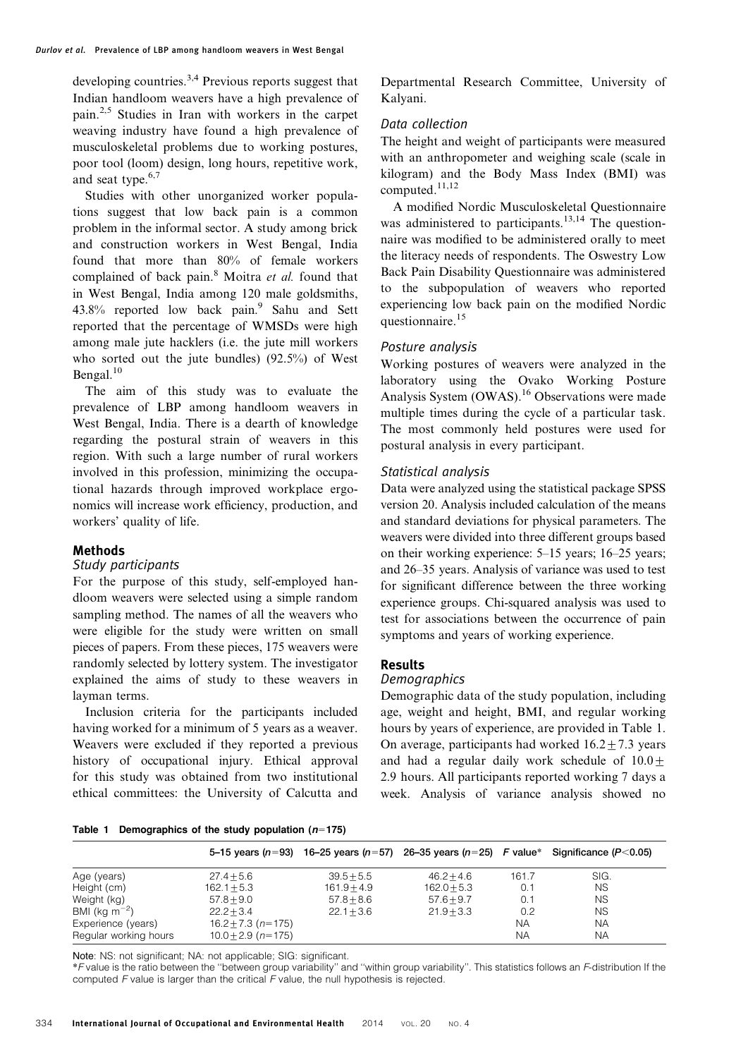developing countries.[3,4] Previous reports suggest that Indian handloom weavers have a high prevalence of pain.[2,5] Studies in Iran with workers in the carpet weaving industry have found a high prevalence of musculoskeletal problems due to working postures, poor tool (loom) design, long hours, repetitive work, and seat type.[6,7]

Studies with other unorganized worker populations suggest that low back pain is a common problem in the informal sector. A study among brick and construction workers in West Bengal, India found that more than 80% of female workers complained of back pain.[8] Moitra *et al.* found that in West Bengal, India among 120 male goldsmiths, 43.8% reported low back pain.[9] Sahu and Sett reported that the percentage of WMSDs were high among male jute hacklers (i.e. the jute mill workers who sorted out the jute bundles) (92.5%) of West Bengal.[10]

The aim of this study was to evaluate the prevalence of LBP among handloom weavers in West Bengal, India. There is a dearth of knowledge regarding the postural strain of weavers in this region. With such a large number of rural workers involved in this profession, minimizing the occupational hazards through improved workplace ergonomics will increase work efficiency, production, and workers' quality of life.

## Methods

### Study participants

For the purpose of this study, self-employed handloom weavers were selected using a simple random sampling method. The names of all the weavers who were eligible for the study were written on small pieces of papers. From these pieces, 175 weavers were randomly selected by lottery system. The investigator explained the aims of study to these weavers in layman terms.

Inclusion criteria for the participants included having worked for a minimum of 5 years as a weaver. Weavers were excluded if they reported a previous history of occupational injury. Ethical approval for this study was obtained from two institutional ethical committees: the University of Calcutta and Departmental Research Committee, University of Kalyani.

### Data collection

The height and weight of participants were measured with an anthropometer and weighing scale (scale in kilogram) and the Body Mass Index (BMI) was computed.[11,12]

A modified Nordic Musculoskeletal Questionnaire was administered to participants.[13,14] The questionnaire was modified to be administered orally to meet the literacy needs of respondents. The Oswestry Low Back Pain Disability Questionnaire was administered to the subpopulation of weavers who reported experiencing low back pain on the modified Nordic questionnaire.[15]

### Posture analysis

Working postures of weavers were analyzed in the laboratory using the Ovako Working Posture Analysis System (OWAS).[16] Observations were made multiple times during the cycle of a particular task. The most commonly held postures were used for postural analysis in every participant.

### Statistical analysis

Data were analyzed using the statistical package SPSS version 20. Analysis included calculation of the means and standard deviations for physical parameters. The weavers were divided into three different groups based on their working experience: 5–15 years; 16–25 years; and 26–35 years. Analysis of variance was used to test for significant difference between the three working experience groups. Chi-squared analysis was used to test for associations between the occurrence of pain symptoms and years of working experience.

## Results

### Demographics

Demographic data of the study population, including age, weight and height, BMI, and regular working hours by years of experience, are provided in Table 1. On average, participants had worked $16.2 \pm 7.3$ years and had a regular daily work schedule of $10.0 \pm 2.9$ hours. All participants reported working 7 days a week. Analysis of variance analysis showed no

**Table 1 Demographics of the study population ($n=175$)**

| | 5–15 years ($n=93$) | 16–25 years ($n=57$) | 26–35 years ($n=25$) | $F$ value* | Significance ($P<0.05$) |
|---|---|---|---|---|---|
| Age (years) | $27.4 \pm 5.6$ | $39.5 \pm 5.5$ | $46.2 \pm 4.6$ | 161.7 | SIG. |
| Height (cm) | $162.1 \pm 5.3$ | $161.9 \pm 4.9$ | $162.0 \pm 5.3$ | 0.1 | NS |
| Weight (kg) | $57.8 \pm 9.0$ | $57.8 \pm 8.6$ | $57.6 \pm 9.7$ | 0.1 | NS |
| BMI (kg $m^{-2}$) | $22.2 \pm 3.4$ | $22.1 \pm 3.6$ | $21.9 \pm 3.3$ | 0.2 | NS |
| Experience (years) | $16.2 \pm 7.3$ ($n=175$) | | | NA | NA |
| Regular working hours | $10.0 \pm 2.9$ ($n=175$) | | | NA | NA |

Note: NS: not significant; NA: not applicable; SIG: significant.

*$F$ value is the ratio between the "between group variability" and "within group variability". This statistics follows an $F$-distribution If the computed $F$ value is larger than the critical $F$ value, the null hypothesis is rejected.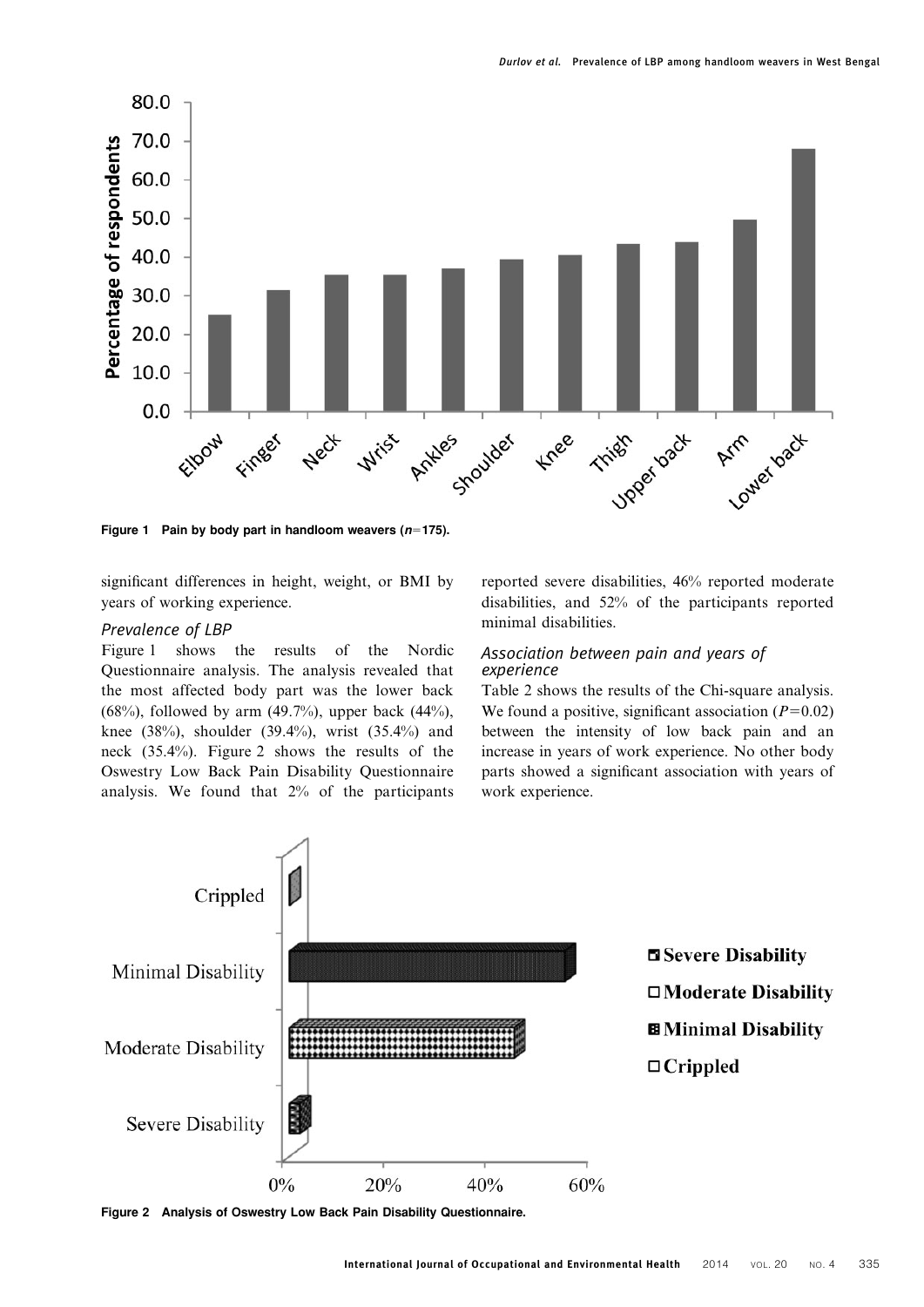Figure 1 Pain by body part in handloom weavers ($n$=175).

significant differences in height, weight, or BMI by years of working experience.

### Prevalence of LBP

Figure 1 shows the results of the Nordic Questionnaire analysis. The analysis revealed that the most affected body part was the lower back (68%), followed by arm (49.7%), upper back (44%), knee (38%), shoulder (39.4%), wrist (35.4%) and neck (35.4%). Figure 2 shows the results of the Oswestry Low Back Pain Disability Questionnaire analysis. We found that 2% of the participants reported severe disabilities, 46% reported moderate disabilities, and 52% of the participants reported minimal disabilities.

### Association between pain and years of experience

Table 2 shows the results of the Chi-square analysis. We found a positive, significant association ($P$=0.02) between the intensity of low back pain and an increase in years of work experience. No other body parts showed a significant association with years of work experience.

Figure 2 Analysis of Oswestry Low Back Pain Disability Questionnaire.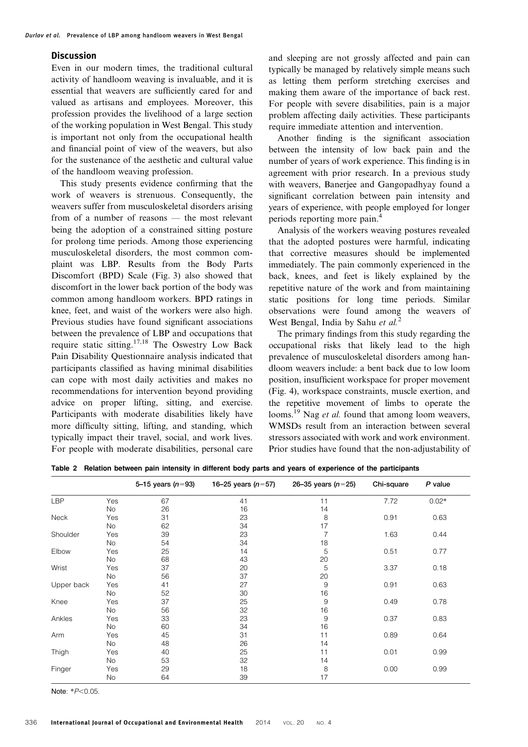## Discussion

Even in our modern times, the traditional cultural activity of handloom weaving is invaluable, and it is essential that weavers are sufficiently cared for and valued as artisans and employees. Moreover, this profession provides the livelihood of a large section of the working population in West Bengal. This study is important not only from the occupational health and financial point of view of the weavers, but also for the sustenance of the aesthetic and cultural value of the handloom weaving profession.

This study presents evidence confirming that the work of weavers is strenuous. Consequently, the weavers suffer from musculoskeletal disorders arising from of a number of reasons — the most relevant being the adoption of a constrained sitting posture for prolong time periods. Among those experiencing musculoskeletal disorders, the most common complaint was LBP. Results from the Body Parts Discomfort (BPD) Scale (Fig. 3) also showed that discomfort in the lower back portion of the body was common among handloom workers. BPD ratings in knee, feet, and waist of the workers were also high. Previous studies have found significant associations between the prevalence of LBP and occupations that require static sitting.[17,18] The Oswestry Low Back Pain Disability Questionnaire analysis indicated that participants classified as having minimal disabilities can cope with most daily activities and makes no recommendations for intervention beyond providing advice on proper lifting, sitting, and exercise. Participants with moderate disabilities likely have more difficulty sitting, lifting, and standing, which typically impact their travel, social, and work lives. For people with moderate disabilities, personal care and sleeping are not grossly affected and pain can typically be managed by relatively simple means such as letting them perform stretching exercises and making them aware of the importance of back rest. For people with severe disabilities, pain is a major problem affecting daily activities. These participants require immediate attention and intervention.

Another finding is the significant association between the intensity of low back pain and the number of years of work experience. This finding is in agreement with prior research. In a previous study with weavers, Banerjee and Gangopadhyay found a significant correlation between pain intensity and years of experience, with people employed for longer periods reporting more pain.[4]

Analysis of the workers weaving postures revealed that the adopted postures were harmful, indicating that corrective measures should be implemented immediately. The pain commonly experienced in the back, knees, and feet is likely explained by the repetitive nature of the work and from maintaining static positions for long time periods. Similar observations were found among the weavers of West Bengal, India by Sahu *et al.*[2]

The primary findings from this study regarding the occupational risks that likely lead to the high prevalence of musculoskeletal disorders among handloom weavers include: a bent back due to low loom position, insufficient workspace for proper movement (Fig. 4), workspace constraints, muscle exertion, and the repetitive movement of limbs to operate the looms.[19] Nag *et al.* found that among loom weavers, WMSDs result from an interaction between several stressors associated with work and work environment. Prior studies have found that the non-adjustability of

**Table 2 Relation between pain intensity in different body parts and years of experience of the participants**

| | | 5–15 years ($n$=93) | 16–25 years ($n$=57) | 26–35 years ($n$=25) | Chi-square | $P$ value |
|---|---|---|---|---|---|---|
| LBP | Yes | 67 | 41 | 11 | 7.72 | 0.02* |
| | No | 26 | 16 | 14 | | |
| Neck | Yes | 31 | 23 | 8 | 0.91 | 0.63 |
| | No | 62 | 34 | 17 | | |
| Shoulder | Yes | 39 | 23 | 7 | 1.63 | 0.44 |
| | No | 54 | 34 | 18 | | |
| Elbow | Yes | 25 | 14 | 5 | 0.51 | 0.77 |
| | No | 68 | 43 | 20 | | |
| Wrist | Yes | 37 | 20 | 5 | 3.37 | 0.18 |
| | No | 56 | 37 | 20 | | |
| Upper back | Yes | 41 | 27 | 9 | 0.91 | 0.63 |
| | No | 52 | 30 | 16 | | |
| Knee | Yes | 37 | 25 | 9 | 0.49 | 0.78 |
| | No | 56 | 32 | 16 | | |
| Ankles | Yes | 33 | 23 | 9 | 0.37 | 0.83 |
| | No | 60 | 34 | 16 | | |
| Arm | Yes | 45 | 31 | 11 | 0.89 | 0.64 |
| | No | 48 | 26 | 14 | | |
| Thigh | Yes | 40 | 25 | 11 | 0.01 | 0.99 |
| | No | 53 | 32 | 14 | | |
| Finger | Yes | 29 | 18 | 8 | 0.00 | 0.99 |
| | No | 64 | 39 | 17 | | |

Note: *$P$<0.05.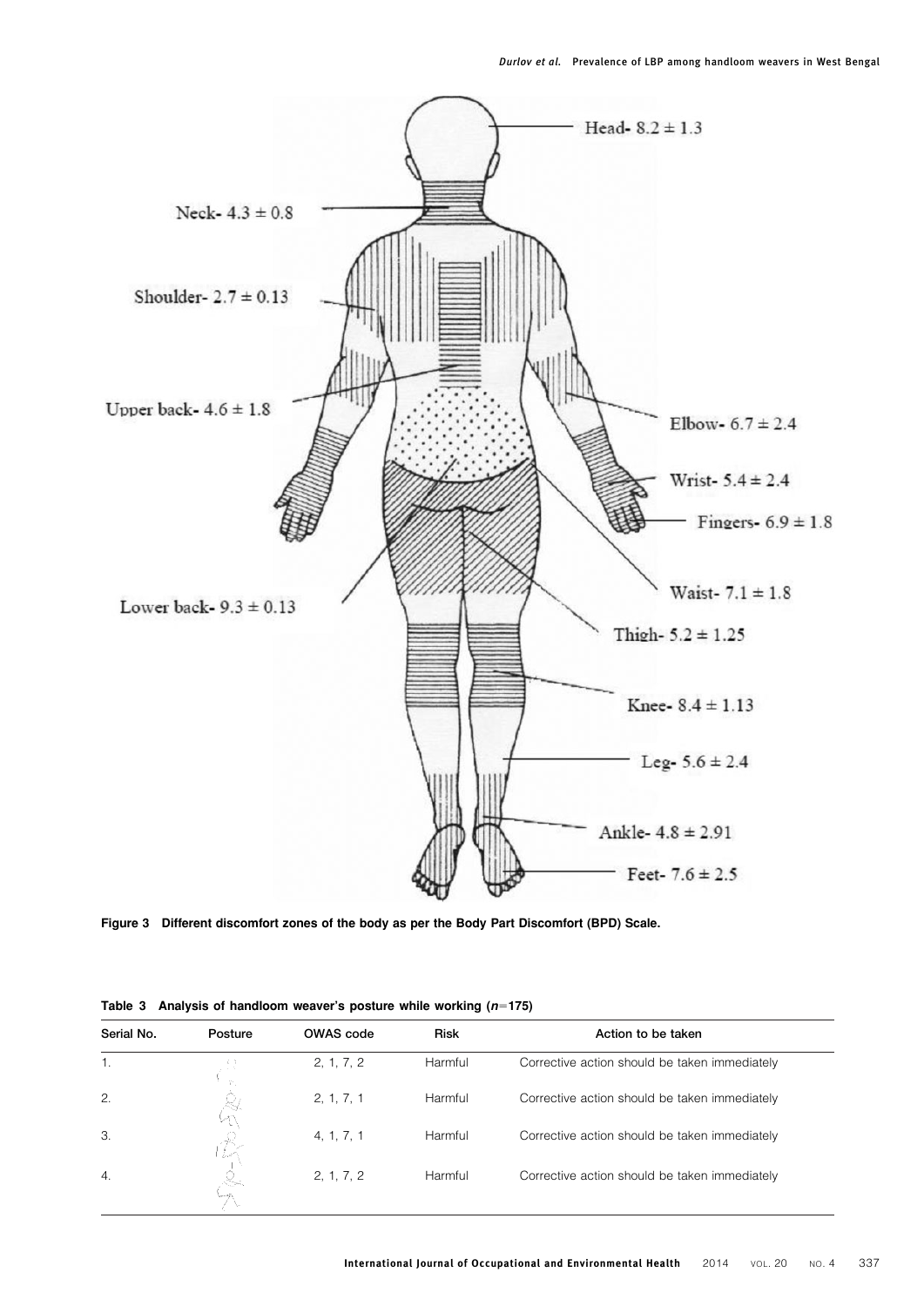Head- 8.2 ± 1.3

Neck- 4.3 ± 0.8

Shoulder- 2.7 ± 0.13

Upper back- 4.6 ± 1.8

Elbow- 6.7 ± 2.4

Wrist- 5.4 ± 2.4

Fingers- 6.9 ± 1.8

Waist- 7.1 ± 1.8

Lower back- 9.3 ± 0.13

Thigh- 5.2 ± 1.25

Knee- 8.4 ± 1.13

Leg- 5.6 ± 2.4

Ankle- 4.8 ± 2.91

Feet- 7.6 ± 2.5

**Figure 3 Different discomfort zones of the body as per the Body Part Discomfort (BPD) Scale.**

**Table 3 Analysis of handloom weaver's posture while working ($n$=175)**

| Serial No. | Posture | OWAS code | Risk | Action to be taken |
|---|---|---|---|---|
| 1. | | 2, 1, 7, 2 | Harmful | Corrective action should be taken immediately |
| 2. | | 2, 1, 7, 1 | Harmful | Corrective action should be taken immediately |
| 3. | | 4, 1, 7, 1 | Harmful | Corrective action should be taken immediately |
| 4. | | 2, 1, 7, 2 | Harmful | Corrective action should be taken immediately |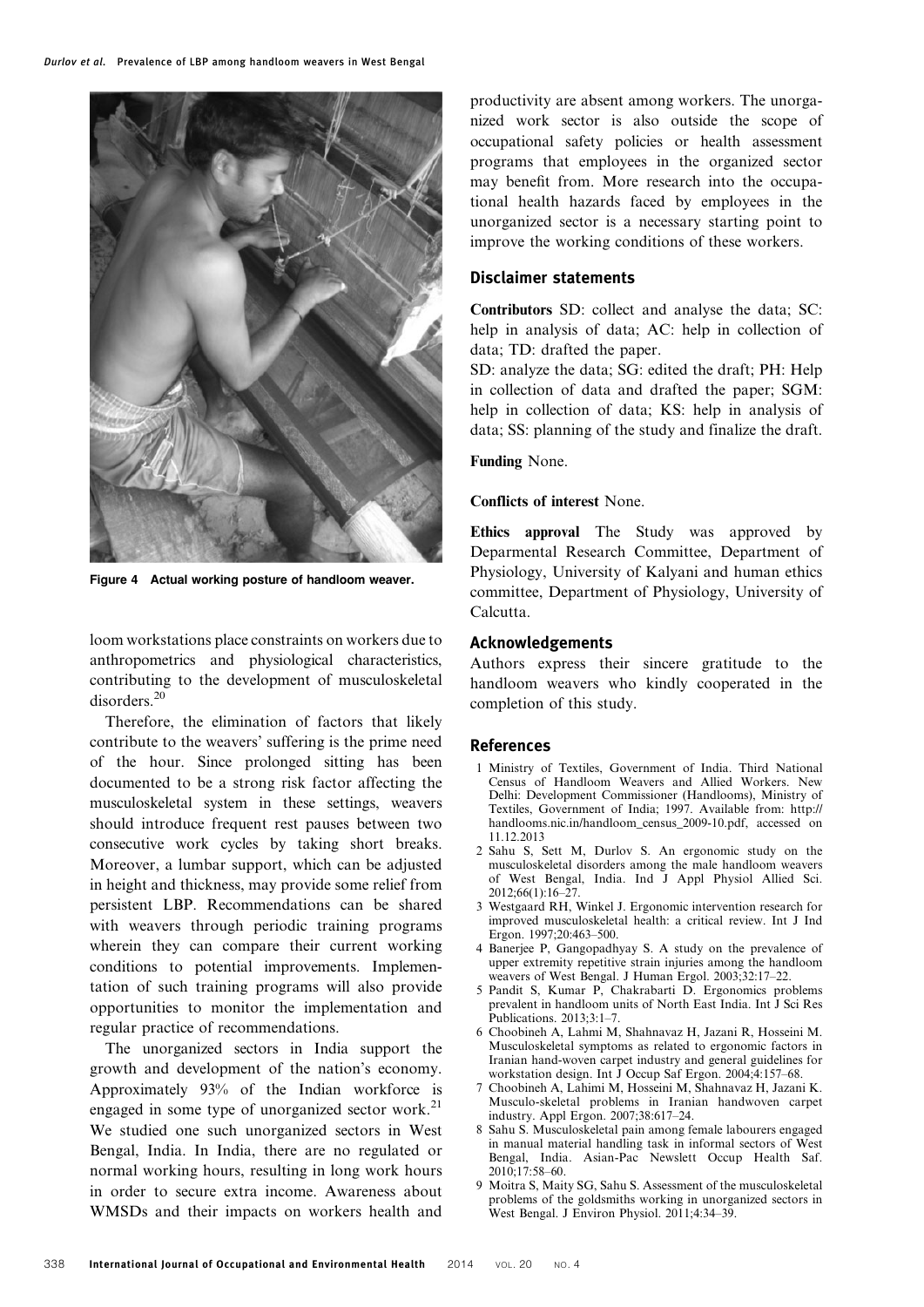Figure 4 Actual working posture of handloom weaver.

loom workstations place constraints on workers due to anthropometrics and physiological characteristics, contributing to the development of musculoskeletal disorders.[20]

Therefore, the elimination of factors that likely contribute to the weavers' suffering is the prime need of the hour. Since prolonged sitting has been documented to be a strong risk factor affecting the musculoskeletal system in these settings, weavers should introduce frequent rest pauses between two consecutive work cycles by taking short breaks. Moreover, a lumbar support, which can be adjusted in height and thickness, may provide some relief from persistent LBP. Recommendations can be shared with weavers through periodic training programs wherein they can compare their current working conditions to potential improvements. Implementation of such training programs will also provide opportunities to monitor the implementation and regular practice of recommendations.

The unorganized sectors in India support the growth and development of the nation's economy. Approximately 93% of the Indian workforce is engaged in some type of unorganized sector work.[21] We studied one such unorganized sectors in West Bengal, India. In India, there are no regulated or normal working hours, resulting in long work hours in order to secure extra income. Awareness about WMSDs and their impacts on workers health and productivity are absent among workers. The unorganized work sector is also outside the scope of occupational safety policies or health assessment programs that employees in the organized sector may benefit from. More research into the occupational health hazards faced by employees in the unorganized sector is a necessary starting point to improve the working conditions of these workers.

## Disclaimer statements

**Contributors** SD: collect and analyse the data; SC: help in analysis of data; AC: help in collection of data; TD: drafted the paper.

SD: analyze the data; SG: edited the draft; PH: Help in collection of data and drafted the paper; SGM: help in collection of data; KS: help in analysis of data; SS: planning of the study and finalize the draft.

**Funding** None.

**Conflicts of interest** None.

**Ethics approval** The Study was approved by Deparmental Research Committee, Department of Physiology, University of Kalyani and human ethics committee, Department of Physiology, University of Calcutta.

## Acknowledgements

Authors express their sincere gratitude to the handloom weavers who kindly cooperated in the completion of this study.

## References

1 Ministry of Textiles, Government of India. Third National Census of Handloom Weavers and Allied Workers. New Delhi: Development Commissioner (Handlooms), Ministry of Textiles, Government of India; 1997. Available from: http://handlooms.nic.in/handloom_census_2009-10.pdf, accessed on 11.12.2013

2 Sahu S, Sett M, Durlov S. An ergonomic study on the musculoskeletal disorders among the male handloom weavers of West Bengal, India. Ind J Appl Physiol Allied Sci. 2012;66(1):16–27.

3 Westgaard RH, Winkel J. Ergonomic intervention research for improved musculoskeletal health: a critical review. Int J Ind Ergon. 1997;20:463–500.

4 Banerjee P, Gangopadhyay S. A study on the prevalence of upper extremity repetitive strain injuries among the handloom weavers of West Bengal. J Human Ergol. 2003;32:17–22.

5 Pandit S, Kumar P, Chakrabarti D. Ergonomics problems prevalent in handloom units of North East India. Int J Sci Res Publications. 2013;3:1–7.

6 Choobineh A, Lahmi M, Shahnavaz H, Jazani R, Hosseini M. Musculoskeletal symptoms as related to ergonomic factors in Iranian hand-woven carpet industry and general guidelines for workstation design. Int J Occup Saf Ergon. 2004;4:157–68.

7 Choobineh A, Lahimi M, Hosseini M, Shahnavaz H, Jazani K. Musculo-skeletal problems in Iranian handwoven carpet industry. Appl Ergon. 2007;38:617–24.

8 Sahu S. Musculoskeletal pain among female labourers engaged in manual material handling task in informal sectors of West Bengal, India. Asian-Pac Newslett Occup Health Saf. 2010;17:58–60.

9 Moitra S, Maity SG, Sahu S. Assessment of the musculoskeletal problems of the goldsmiths working in unorganized sectors in West Bengal. J Environ Physiol. 2011;4:34–39.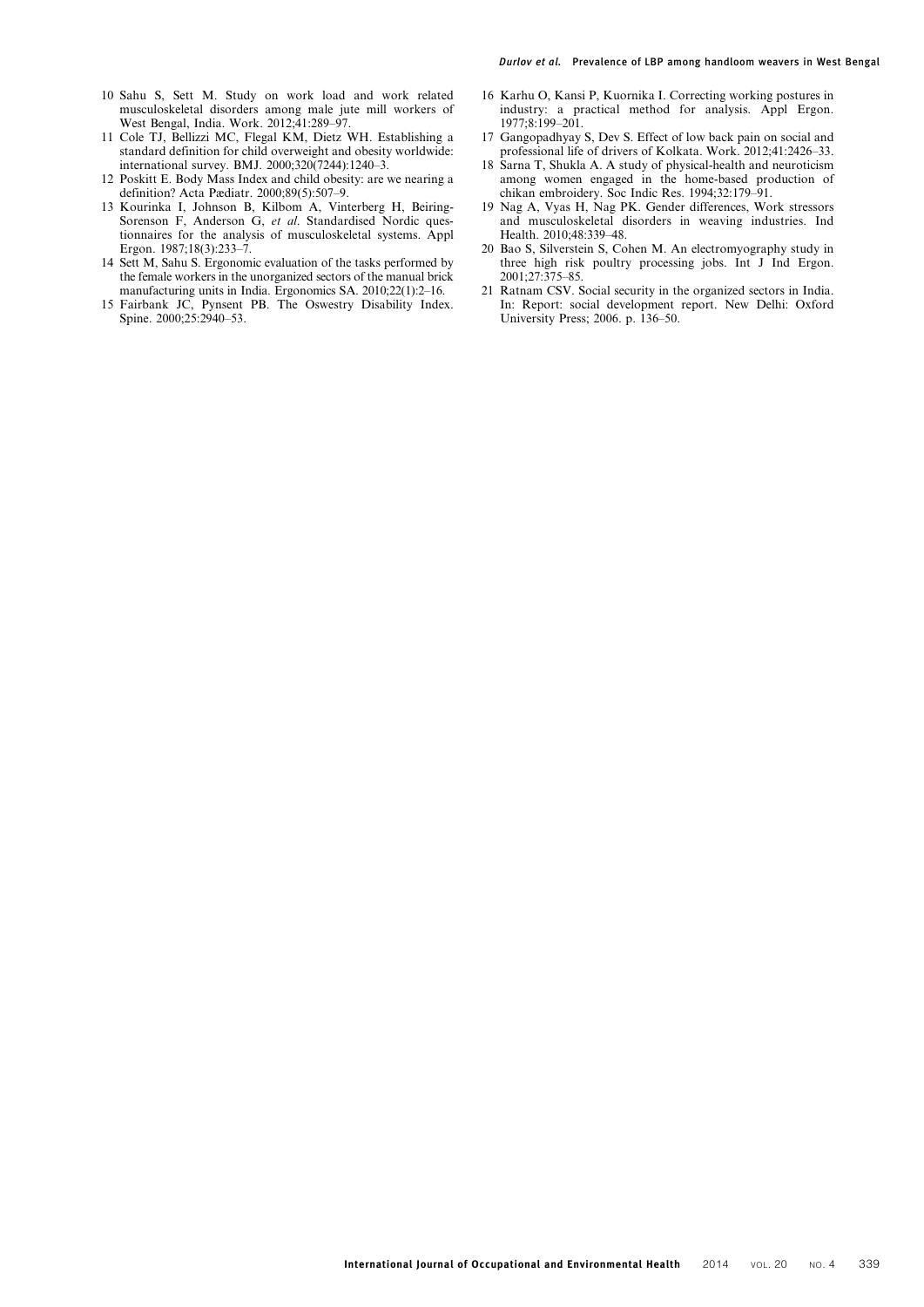10 Sahu S, Sett M. Study on work load and work related musculoskeletal disorders among male jute mill workers of West Bengal, India. Work. 2012;41:289–97.

11 Cole TJ, Bellizzi MC, Flegal KM, Dietz WH. Establishing a standard definition for child overweight and obesity worldwide: international survey. BMJ. 2000;320(7244):1240–3.

12 Poskitt E. Body Mass Index and child obesity: are we nearing a definition? Acta Pædiatr. 2000;89(5):507–9.

13 Kourinka I, Johnson B, Kilbom A, Vinterberg H, Beiring-Sorenson F, Anderson G, *et al.* Standardised Nordic questionnaires for the analysis of musculoskeletal systems. Appl Ergon. 1987;18(3):233–7.

14 Sett M, Sahu S. Ergonomic evaluation of the tasks performed by the female workers in the unorganized sectors of the manual brick manufacturing units in India. Ergonomics SA. 2010;22(1):2–16.

15 Fairbank JC, Pynsent PB. The Oswestry Disability Index. Spine. 2000;25:2940–53.

16 Karhu O, Kansi P, Kuornika I. Correcting working postures in industry: a practical method for analysis. Appl Ergon. 1977;8:199–201.

17 Gangopadhyay S, Dev S. Effect of low back pain on social and professional life of drivers of Kolkata. Work. 2012;41:2426–33.

18 Sarna T, Shukla A. A study of physical-health and neuroticism among women engaged in the home-based production of chikan embroidery. Soc Indic Res. 1994;32:179–91.

19 Nag A, Vyas H, Nag PK. Gender differences, Work stressors and musculoskeletal disorders in weaving industries. Ind Health. 2010;48:339–48.

20 Bao S, Silverstein S, Cohen M. An electromyography study in three high risk poultry processing jobs. Int J Ind Ergon. 2001;27:375–85.

21 Ratnam CSV. Social security in the organized sectors in India. In: Report: social development report. New Delhi: Oxford University Press; 2006. p. 136–50.